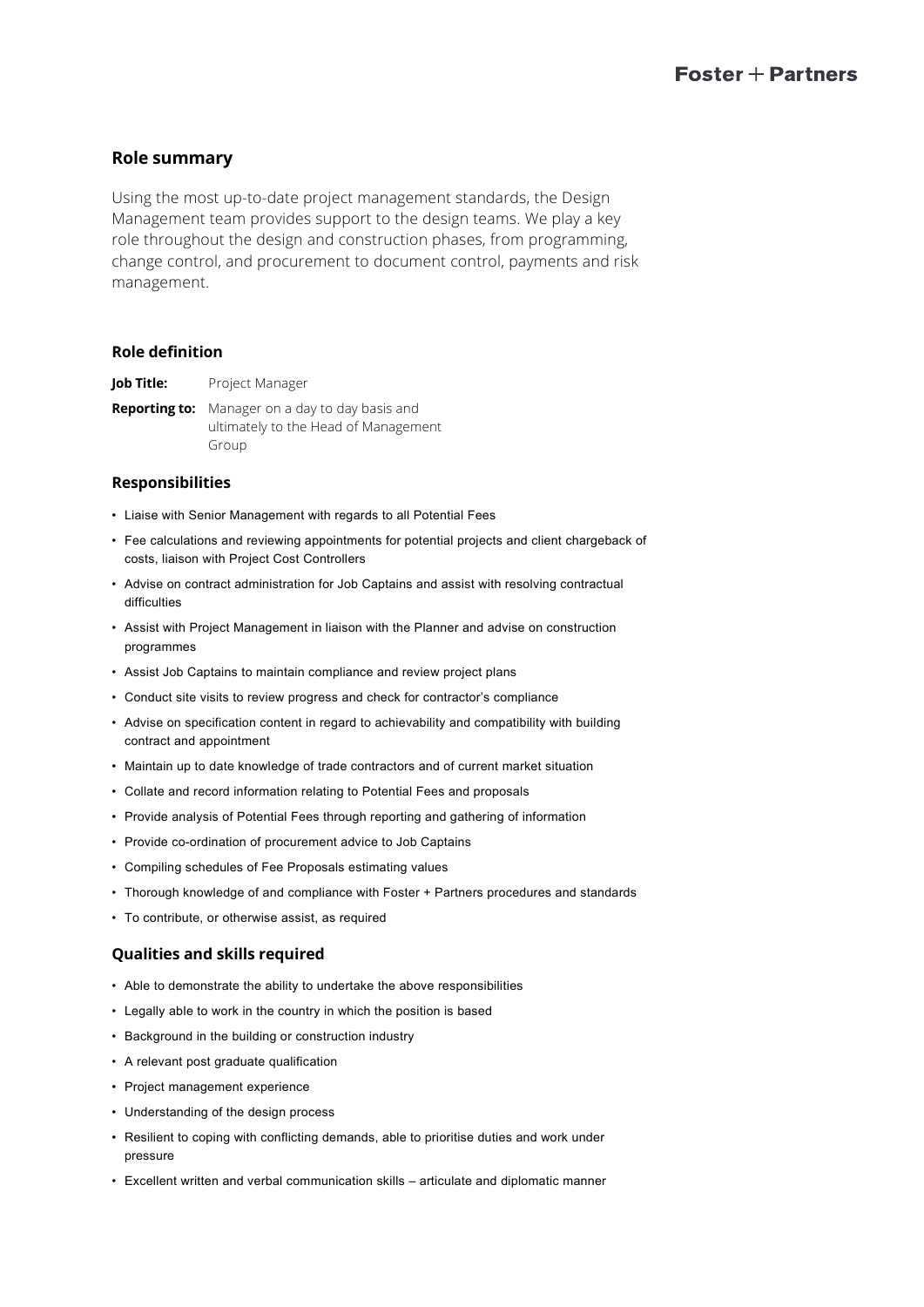## Role summary

Using the most up-to-date project management standards, the Design Management team provides support to the design teams. We play a key role throughout the design and construction phases, from programming, change control, and procurement to document control, payments and risk management.

### Role definition

**Job Title:** Project Manager

**Reporting to:** Manager on a day to day basis and ultimately to the Head of Management Group

### Responsibilities

- Liaise with Senior Management with regards to all Potential Fees
- Fee calculations and reviewing appointments for potential projects and client chargeback of costs, liaison with Project Cost Controllers
- Advise on contract administration for Job Captains and assist with resolving contractual difficulties
- Assist with Project Management in liaison with the Planner and advise on construction programmes
- Assist Job Captains to maintain compliance and review project plans
- Conduct site visits to review progress and check for contractor's compliance
- Advise on specification content in regard to achievability and compatibility with building contract and appointment
- Maintain up to date knowledge of trade contractors and of current market situation
- Collate and record information relating to Potential Fees and proposals
- Provide analysis of Potential Fees through reporting and gathering of information
- Provide co-ordination of procurement advice to Job Captains
- Compiling schedules of Fee Proposals estimating values
- Thorough knowledge of and compliance with Foster + Partners procedures and standards
- To contribute, or otherwise assist, as required

### Qualities and skills required

- Able to demonstrate the ability to undertake the above responsibilities
- Legally able to work in the country in which the position is based
- Background in the building or construction industry
- A relevant post graduate qualification
- Project management experience
- Understanding of the design process
- Resilient to coping with conflicting demands, able to prioritise duties and work under pressure
- Excellent written and verbal communication skills – articulate and diplomatic manner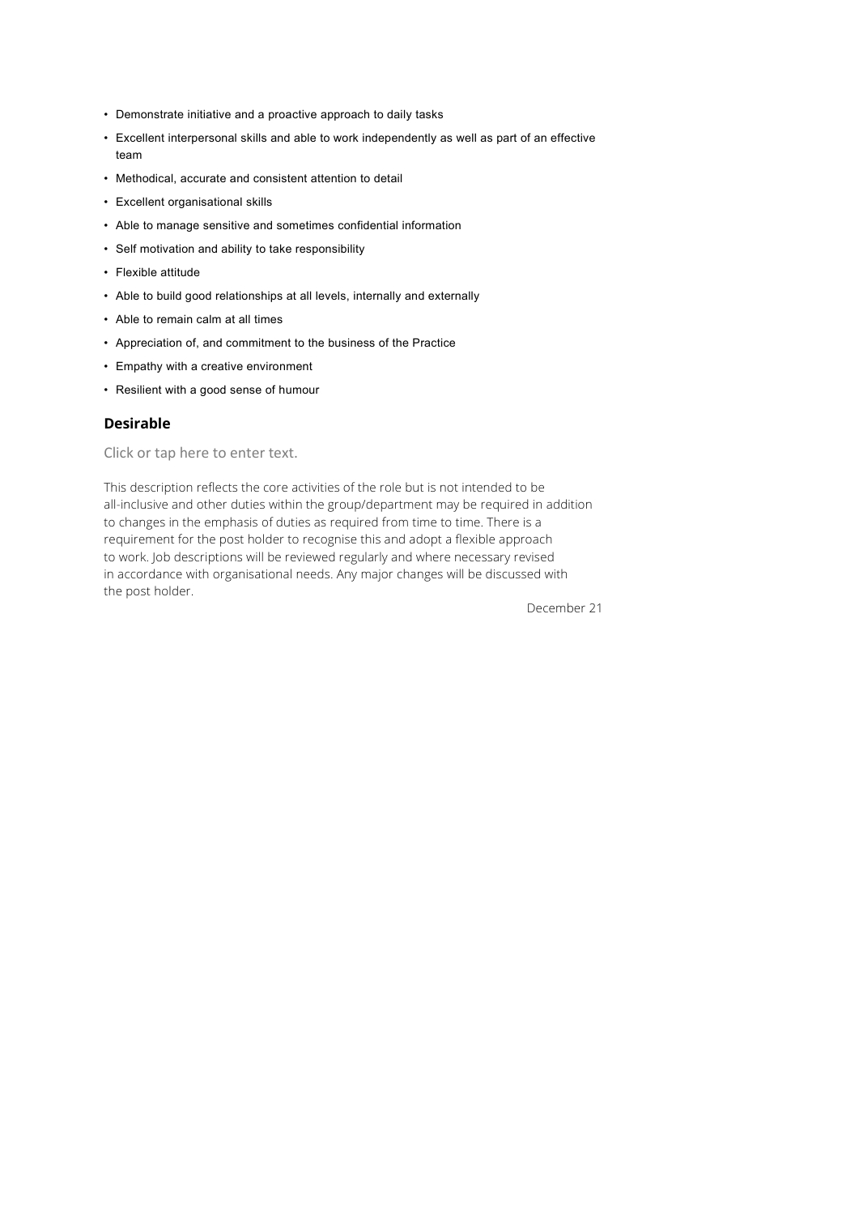- Demonstrate initiative and a proactive approach to daily tasks
- Excellent interpersonal skills and able to work independently as well as part of an effective team
- Methodical, accurate and consistent attention to detail
- Excellent organisational skills
- Able to manage sensitive and sometimes confidential information
- Self motivation and ability to take responsibility
- Flexible attitude
- Able to build good relationships at all levels, internally and externally
- Able to remain calm at all times
- Appreciation of, and commitment to the business of the Practice
- Empathy with a creative environment
- Resilient with a good sense of humour

## Desirable

Click or tap here to enter text.

This description reflects the core activities of the role but is not intended to be all-inclusive and other duties within the group/department may be required in addition to changes in the emphasis of duties as required from time to time. There is a requirement for the post holder to recognise this and adopt a flexible approach to work. Job descriptions will be reviewed regularly and where necessary revised in accordance with organisational needs. Any major changes will be discussed with the post holder.

December 21